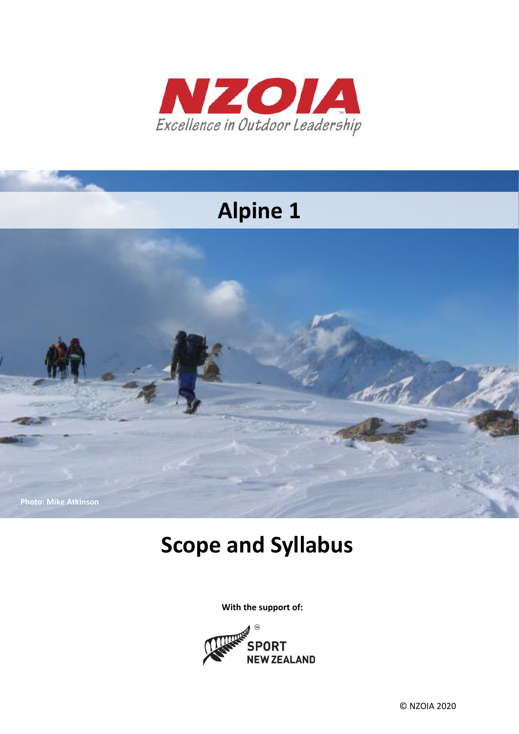**NZOIA**

*Excellence in Outdoor Leadership*

# Alpine 1

Photo: Mike Atkinson

# Scope and Syllabus

**With the support of:**

SPORT NEW ZEALAND

© NZOIA 2020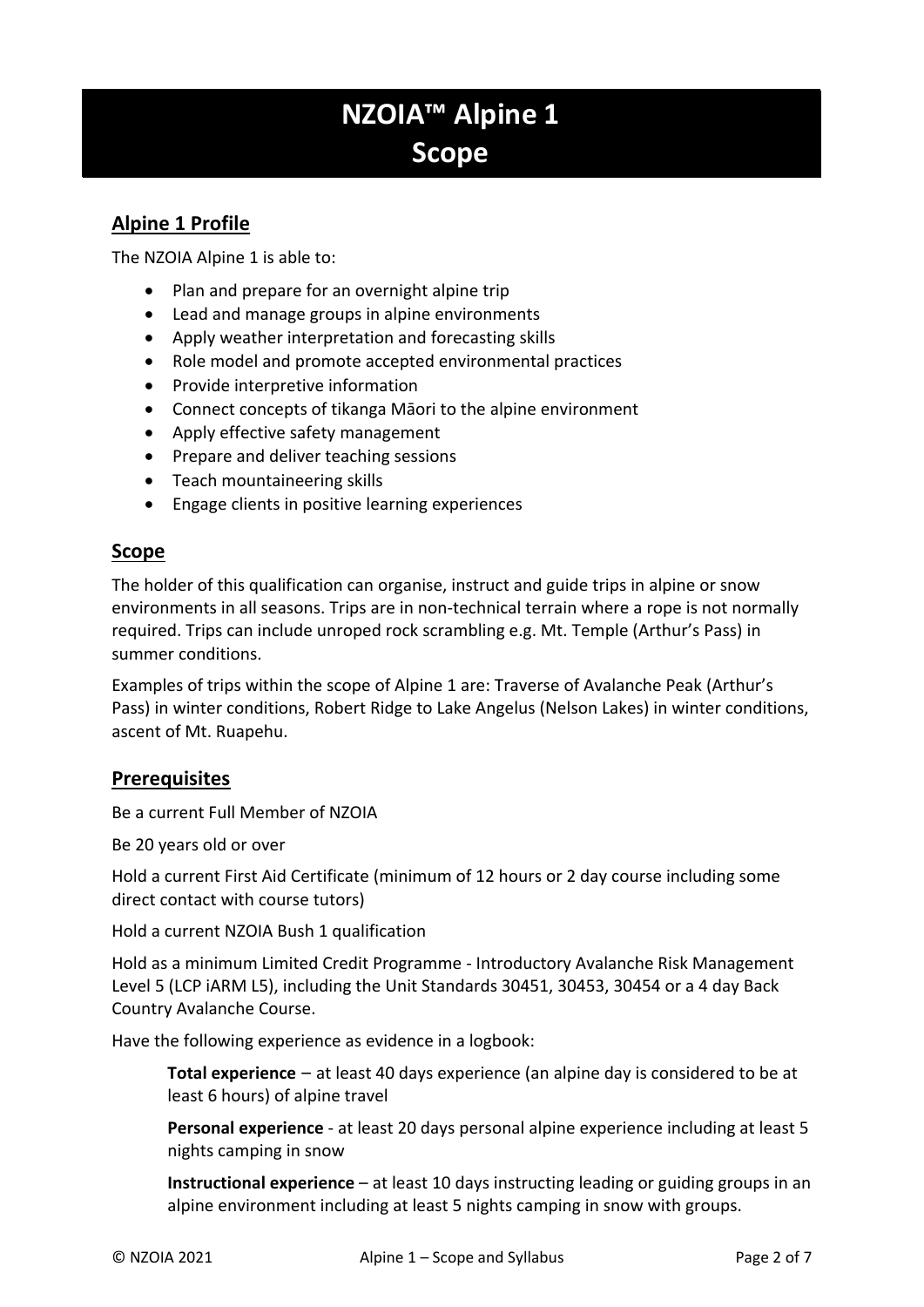# NZOIA™ Alpine 1 Scope

## Alpine 1 Profile

The NZOIA Alpine 1 is able to:

- Plan and prepare for an overnight alpine trip
- Lead and manage groups in alpine environments
- Apply weather interpretation and forecasting skills
- Role model and promote accepted environmental practices
- Provide interpretive information
- Connect concepts of tikanga Māori to the alpine environment
- Apply effective safety management
- Prepare and deliver teaching sessions
- Teach mountaineering skills
- Engage clients in positive learning experiences

## Scope

The holder of this qualification can organise, instruct and guide trips in alpine or snow environments in all seasons. Trips are in non-technical terrain where a rope is not normally required. Trips can include unroped rock scrambling e.g. Mt. Temple (Arthur's Pass) in summer conditions.

Examples of trips within the scope of Alpine 1 are: Traverse of Avalanche Peak (Arthur's Pass) in winter conditions, Robert Ridge to Lake Angelus (Nelson Lakes) in winter conditions, ascent of Mt. Ruapehu.

## Prerequisites

Be a current Full Member of NZOIA

Be 20 years old or over

Hold a current First Aid Certificate (minimum of 12 hours or 2 day course including some direct contact with course tutors)

Hold a current NZOIA Bush 1 qualification

Hold as a minimum Limited Credit Programme - Introductory Avalanche Risk Management Level 5 (LCP iARM L5), including the Unit Standards 30451, 30453, 30454 or a 4 day Back Country Avalanche Course.

Have the following experience as evidence in a logbook:

> **Total experience** – at least 40 days experience (an alpine day is considered to be at least 6 hours) of alpine travel
>
> **Personal experience** - at least 20 days personal alpine experience including at least 5 nights camping in snow
>
> **Instructional experience** – at least 10 days instructing leading or guiding groups in an alpine environment including at least 5 nights camping in snow with groups.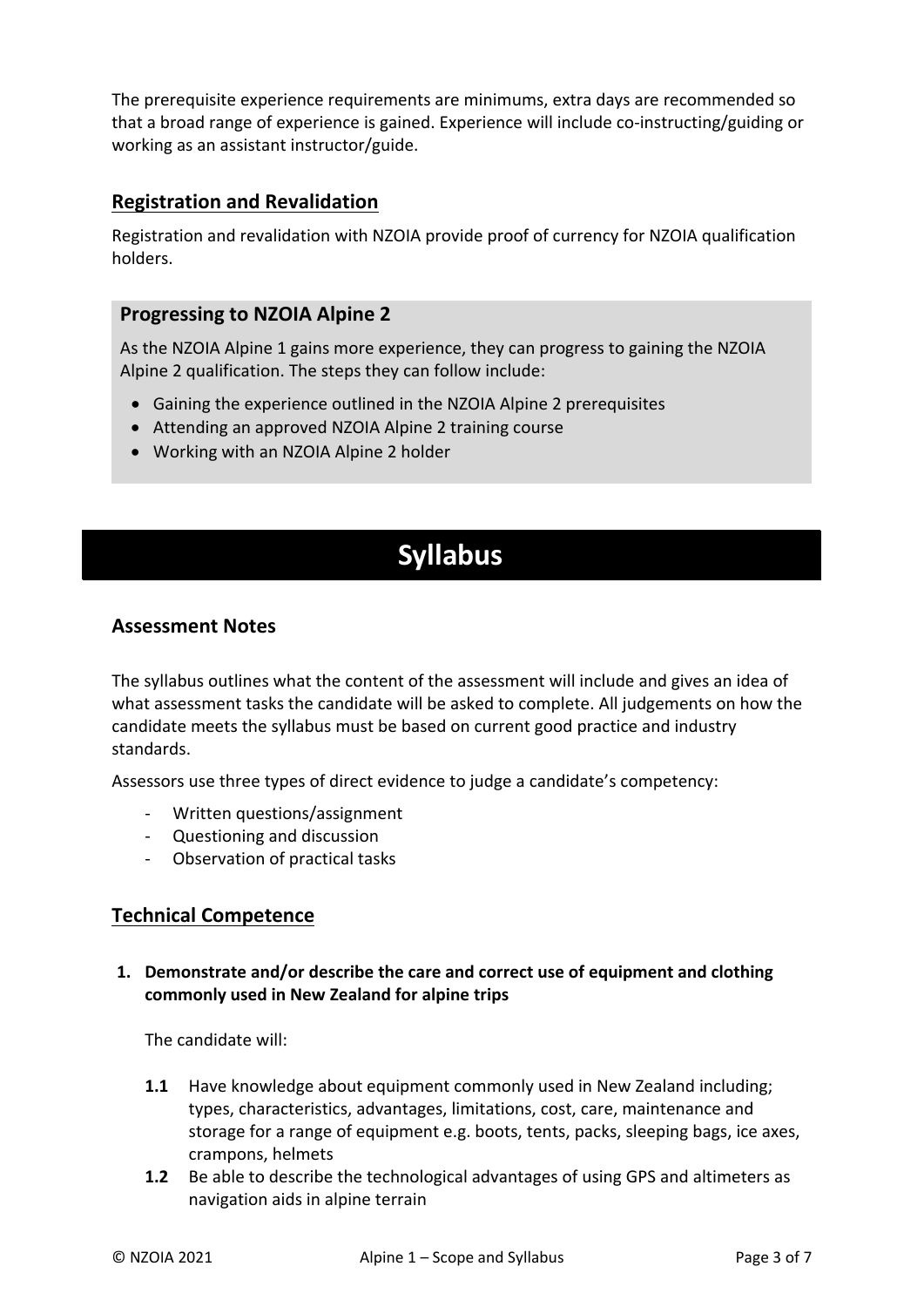The prerequisite experience requirements are minimums, extra days are recommended so that a broad range of experience is gained. Experience will include co-instructing/guiding or working as an assistant instructor/guide.

## Registration and Revalidation

Registration and revalidation with NZOIA provide proof of currency for NZOIA qualification holders.

### Progressing to NZOIA Alpine 2

As the NZOIA Alpine 1 gains more experience, they can progress to gaining the NZOIA Alpine 2 qualification. The steps they can follow include:

- Gaining the experience outlined in the NZOIA Alpine 2 prerequisites
- Attending an approved NZOIA Alpine 2 training course
- Working with an NZOIA Alpine 2 holder

# Syllabus

### Assessment Notes

The syllabus outlines what the content of the assessment will include and gives an idea of what assessment tasks the candidate will be asked to complete. All judgements on how the candidate meets the syllabus must be based on current good practice and industry standards.

Assessors use three types of direct evidence to judge a candidate's competency:

- Written questions/assignment
- Questioning and discussion
- Observation of practical tasks

## Technical Competence

**1. Demonstrate and/or describe the care and correct use of equipment and clothing commonly used in New Zealand for alpine trips**

The candidate will:

**1.1** Have knowledge about equipment commonly used in New Zealand including; types, characteristics, advantages, limitations, cost, care, maintenance and storage for a range of equipment e.g. boots, tents, packs, sleeping bags, ice axes, crampons, helmets

**1.2** Be able to describe the technological advantages of using GPS and altimeters as navigation aids in alpine terrain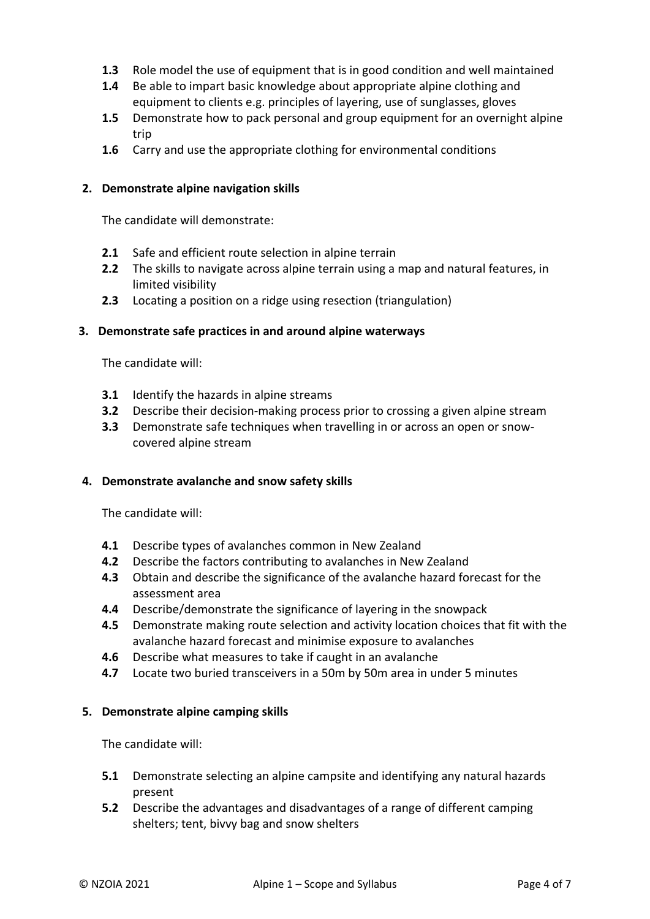- **1.3** Role model the use of equipment that is in good condition and well maintained
- **1.4** Be able to impart basic knowledge about appropriate alpine clothing and equipment to clients e.g. principles of layering, use of sunglasses, gloves
- **1.5** Demonstrate how to pack personal and group equipment for an overnight alpine trip
- **1.6** Carry and use the appropriate clothing for environmental conditions

**2. Demonstrate alpine navigation skills**

The candidate will demonstrate:

- **2.1** Safe and efficient route selection in alpine terrain
- **2.2** The skills to navigate across alpine terrain using a map and natural features, in limited visibility
- **2.3** Locating a position on a ridge using resection (triangulation)

**3. Demonstrate safe practices in and around alpine waterways**

The candidate will:

- **3.1** Identify the hazards in alpine streams
- **3.2** Describe their decision-making process prior to crossing a given alpine stream
- **3.3** Demonstrate safe techniques when travelling in or across an open or snow-covered alpine stream

**4. Demonstrate avalanche and snow safety skills**

The candidate will:

- **4.1** Describe types of avalanches common in New Zealand
- **4.2** Describe the factors contributing to avalanches in New Zealand
- **4.3** Obtain and describe the significance of the avalanche hazard forecast for the assessment area
- **4.4** Describe/demonstrate the significance of layering in the snowpack
- **4.5** Demonstrate making route selection and activity location choices that fit with the avalanche hazard forecast and minimise exposure to avalanches
- **4.6** Describe what measures to take if caught in an avalanche
- **4.7** Locate two buried transceivers in a 50m by 50m area in under 5 minutes

**5. Demonstrate alpine camping skills**

The candidate will:

- **5.1** Demonstrate selecting an alpine campsite and identifying any natural hazards present
- **5.2** Describe the advantages and disadvantages of a range of different camping shelters; tent, bivvy bag and snow shelters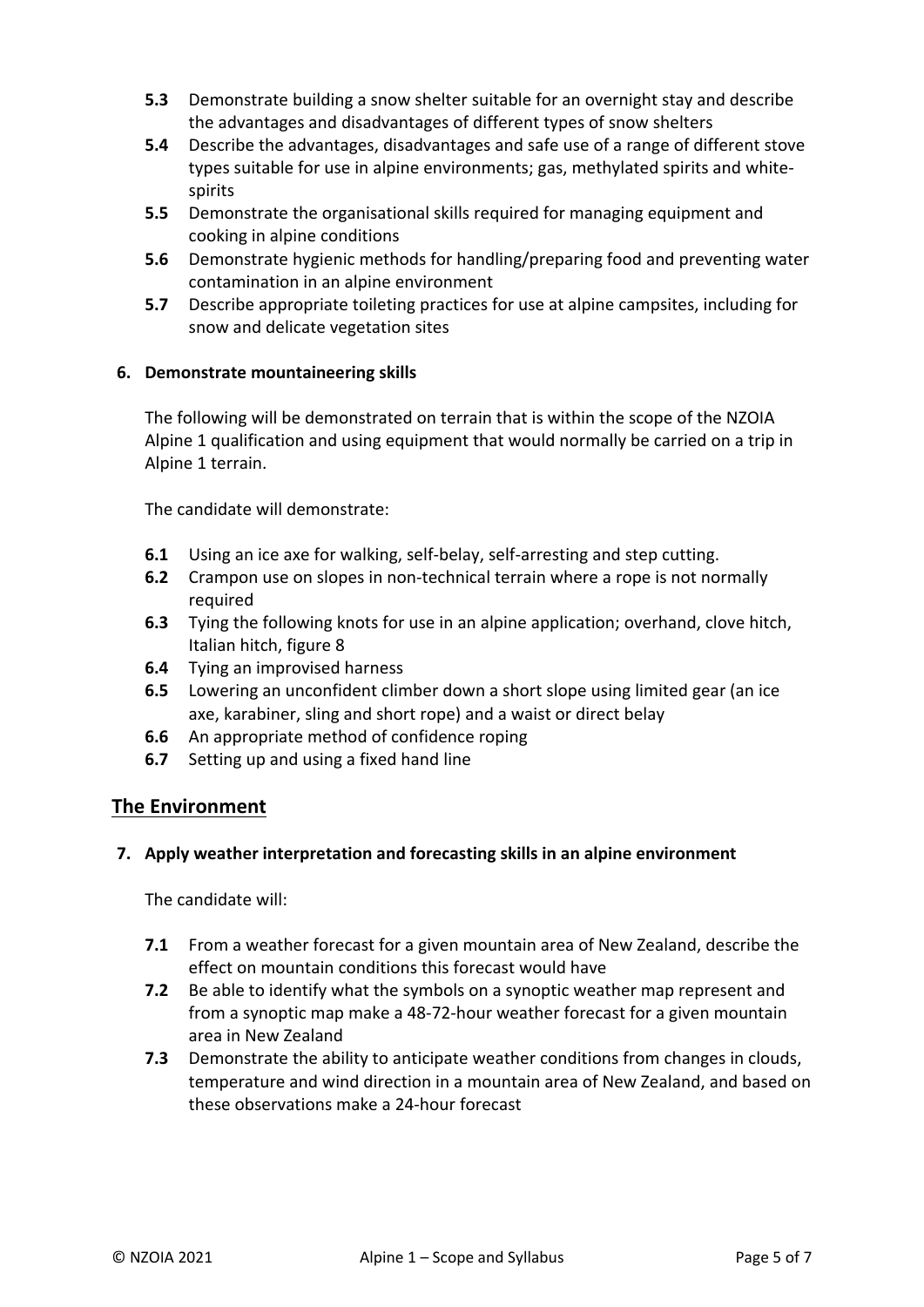- **5.3** Demonstrate building a snow shelter suitable for an overnight stay and describe the advantages and disadvantages of different types of snow shelters
- **5.4** Describe the advantages, disadvantages and safe use of a range of different stove types suitable for use in alpine environments; gas, methylated spirits and white-spirits
- **5.5** Demonstrate the organisational skills required for managing equipment and cooking in alpine conditions
- **5.6** Demonstrate hygienic methods for handling/preparing food and preventing water contamination in an alpine environment
- **5.7** Describe appropriate toileting practices for use at alpine campsites, including for snow and delicate vegetation sites

### 6. Demonstrate mountaineering skills

The following will be demonstrated on terrain that is within the scope of the NZOIA Alpine 1 qualification and using equipment that would normally be carried on a trip in Alpine 1 terrain.

The candidate will demonstrate:

- **6.1** Using an ice axe for walking, self-belay, self-arresting and step cutting.
- **6.2** Crampon use on slopes in non-technical terrain where a rope is not normally required
- **6.3** Tying the following knots for use in an alpine application; overhand, clove hitch, Italian hitch, figure 8
- **6.4** Tying an improvised harness
- **6.5** Lowering an unconfident climber down a short slope using limited gear (an ice axe, karabiner, sling and short rope) and a waist or direct belay
- **6.6** An appropriate method of confidence roping
- **6.7** Setting up and using a fixed hand line

## The Environment

### 7. Apply weather interpretation and forecasting skills in an alpine environment

The candidate will:

- **7.1** From a weather forecast for a given mountain area of New Zealand, describe the effect on mountain conditions this forecast would have
- **7.2** Be able to identify what the symbols on a synoptic weather map represent and from a synoptic map make a 48-72-hour weather forecast for a given mountain area in New Zealand
- **7.3** Demonstrate the ability to anticipate weather conditions from changes in clouds, temperature and wind direction in a mountain area of New Zealand, and based on these observations make a 24-hour forecast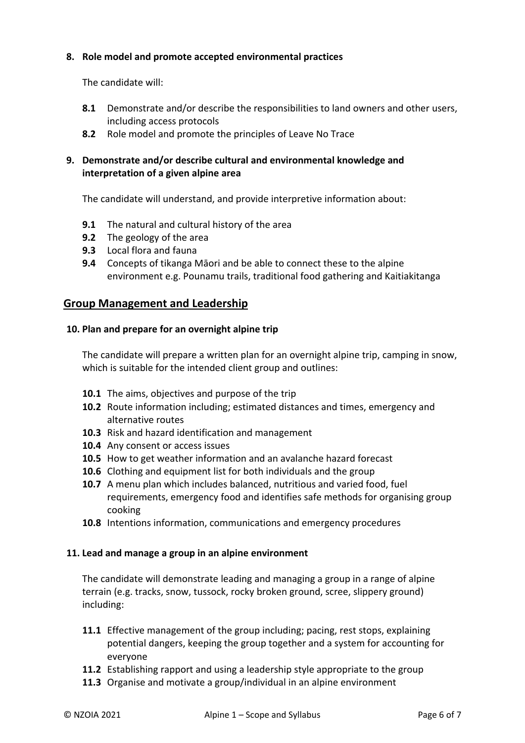**8. Role model and promote accepted environmental practices**

The candidate will:

**8.1** Demonstrate and/or describe the responsibilities to land owners and other users, including access protocols

**8.2** Role model and promote the principles of Leave No Trace

**9. Demonstrate and/or describe cultural and environmental knowledge and interpretation of a given alpine area**

The candidate will understand, and provide interpretive information about:

**9.1** The natural and cultural history of the area

**9.2** The geology of the area

**9.3** Local flora and fauna

**9.4** Concepts of tikanga Māori and be able to connect these to the alpine environment e.g. Pounamu trails, traditional food gathering and Kaitiakitanga

## Group Management and Leadership

**10. Plan and prepare for an overnight alpine trip**

The candidate will prepare a written plan for an overnight alpine trip, camping in snow, which is suitable for the intended client group and outlines:

**10.1** The aims, objectives and purpose of the trip

**10.2** Route information including; estimated distances and times, emergency and alternative routes

**10.3** Risk and hazard identification and management

**10.4** Any consent or access issues

**10.5** How to get weather information and an avalanche hazard forecast

**10.6** Clothing and equipment list for both individuals and the group

**10.7** A menu plan which includes balanced, nutritious and varied food, fuel requirements, emergency food and identifies safe methods for organising group cooking

**10.8** Intentions information, communications and emergency procedures

**11. Lead and manage a group in an alpine environment**

The candidate will demonstrate leading and managing a group in a range of alpine terrain (e.g. tracks, snow, tussock, rocky broken ground, scree, slippery ground) including:

**11.1** Effective management of the group including; pacing, rest stops, explaining potential dangers, keeping the group together and a system for accounting for everyone

**11.2** Establishing rapport and using a leadership style appropriate to the group

**11.3** Organise and motivate a group/individual in an alpine environment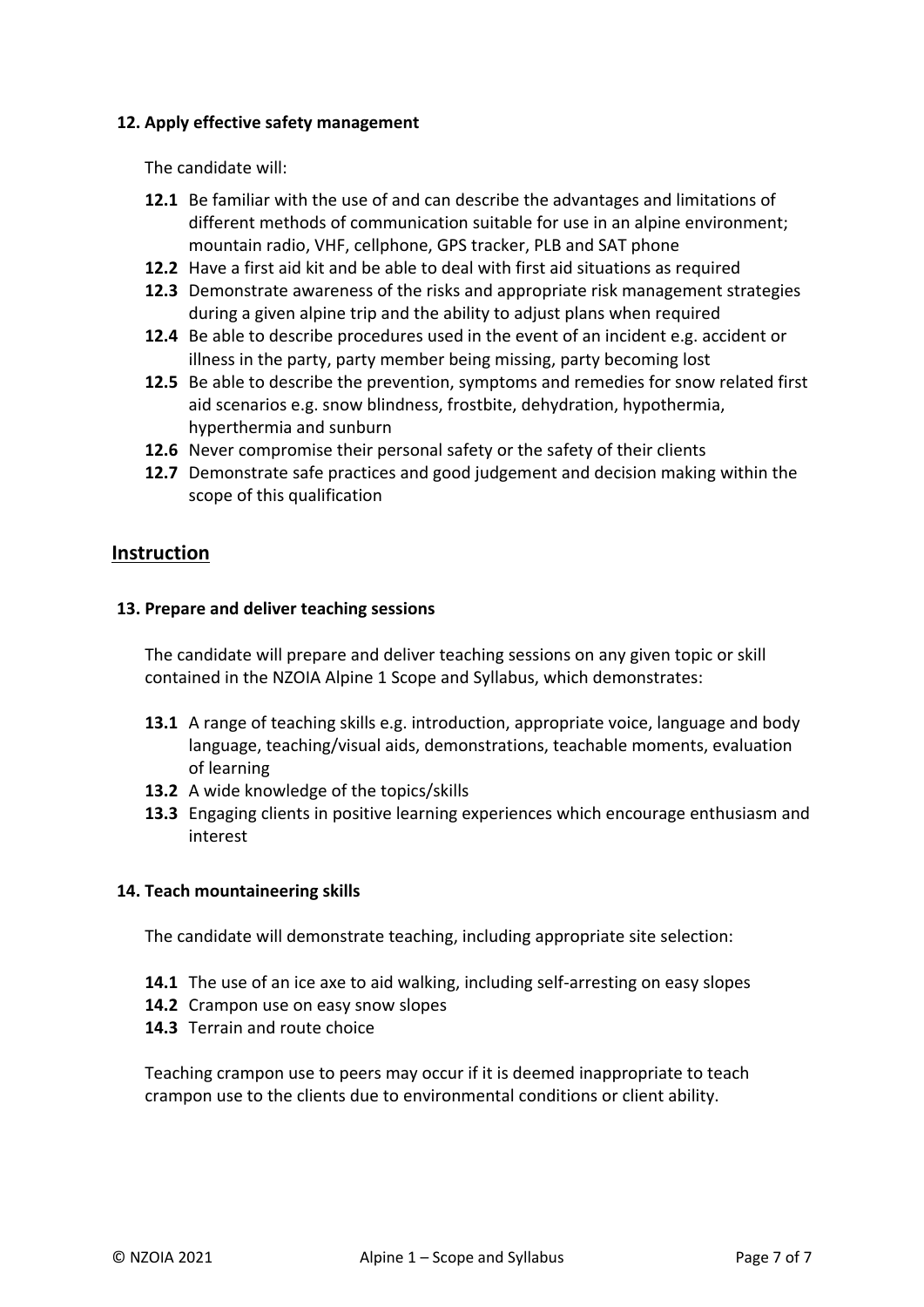**12. Apply effective safety management**

The candidate will:

**12.1** Be familiar with the use of and can describe the advantages and limitations of different methods of communication suitable for use in an alpine environment; mountain radio, VHF, cellphone, GPS tracker, PLB and SAT phone

**12.2** Have a first aid kit and be able to deal with first aid situations as required

**12.3** Demonstrate awareness of the risks and appropriate risk management strategies during a given alpine trip and the ability to adjust plans when required

**12.4** Be able to describe procedures used in the event of an incident e.g. accident or illness in the party, party member being missing, party becoming lost

**12.5** Be able to describe the prevention, symptoms and remedies for snow related first aid scenarios e.g. snow blindness, frostbite, dehydration, hypothermia, hyperthermia and sunburn

**12.6** Never compromise their personal safety or the safety of their clients

**12.7** Demonstrate safe practices and good judgement and decision making within the scope of this qualification

## Instruction

**13. Prepare and deliver teaching sessions**

The candidate will prepare and deliver teaching sessions on any given topic or skill contained in the NZOIA Alpine 1 Scope and Syllabus, which demonstrates:

**13.1** A range of teaching skills e.g. introduction, appropriate voice, language and body language, teaching/visual aids, demonstrations, teachable moments, evaluation of learning

**13.2** A wide knowledge of the topics/skills

**13.3** Engaging clients in positive learning experiences which encourage enthusiasm and interest

**14. Teach mountaineering skills**

The candidate will demonstrate teaching, including appropriate site selection:

**14.1** The use of an ice axe to aid walking, including self-arresting on easy slopes

**14.2** Crampon use on easy snow slopes

**14.3** Terrain and route choice

Teaching crampon use to peers may occur if it is deemed inappropriate to teach crampon use to the clients due to environmental conditions or client ability.